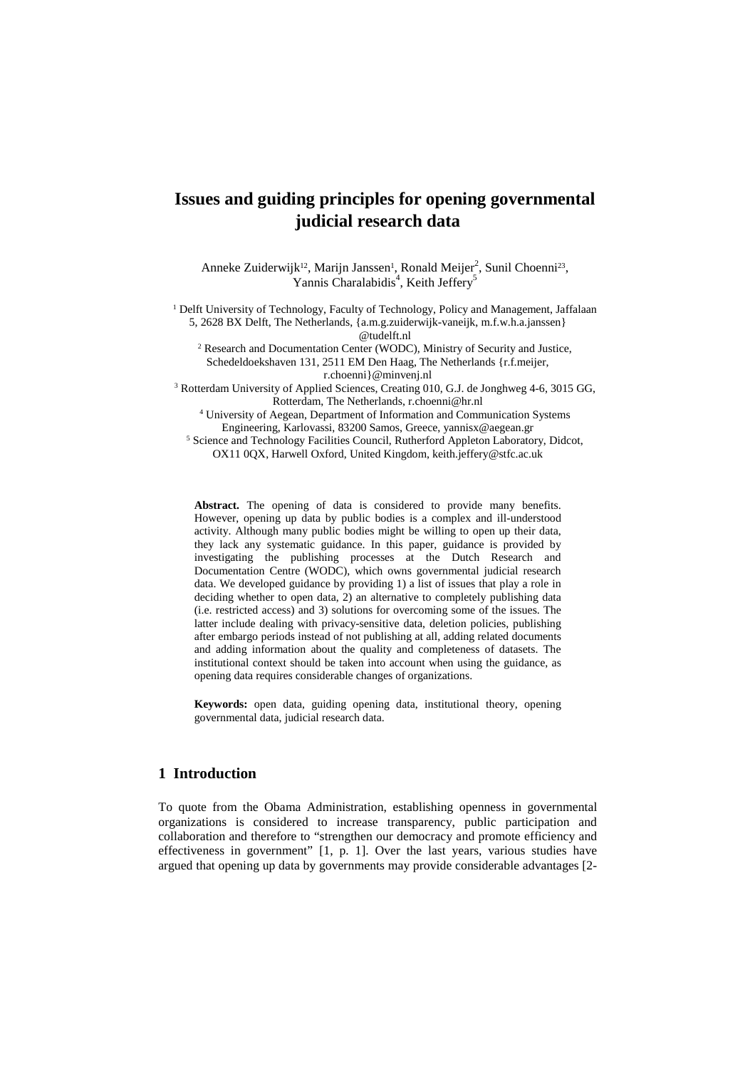# Issues and guiding principles for opening governmental judicial research data

Anneke Zuiderwijk[12], Marijn Janssen[1], Ronald Meijer[2], Sunil Choenni[23], Yannis Charalabidis[4], Keith Jeffery[5]

[1] Delft University of Technology, Faculty of Technology, Policy and Management, Jaffalaan 5, 2628 BX Delft, The Netherlands, {a.m.g.zuiderwijk-vaneijk, m.f.w.h.a.janssen} @tudelft.nl

[2] Research and Documentation Center (WODC), Ministry of Security and Justice, Schedeldoekshaven 131, 2511 EM Den Haag, The Netherlands {r.f.meijer, r.choenni}@minvenj.nl

[3] Rotterdam University of Applied Sciences, Creating 010, G.J. de Jonghweg 4-6, 3015 GG, Rotterdam, The Netherlands, r.choenni@hr.nl

[4] University of Aegean, Department of Information and Communication Systems Engineering, Karlovassi, 83200 Samos, Greece, yannisx@aegean.gr

[5] Science and Technology Facilities Council, Rutherford Appleton Laboratory, Didcot, OX11 0QX, Harwell Oxford, United Kingdom, keith.jeffery@stfc.ac.uk

**Abstract.** The opening of data is considered to provide many benefits. However, opening up data by public bodies is a complex and ill-understood activity. Although many public bodies might be willing to open up their data, they lack any systematic guidance. In this paper, guidance is provided by investigating the publishing processes at the Dutch Research and Documentation Centre (WODC), which owns governmental judicial research data. We developed guidance by providing 1) a list of issues that play a role in deciding whether to open data, 2) an alternative to completely publishing data (i.e. restricted access) and 3) solutions for overcoming some of the issues. The latter include dealing with privacy-sensitive data, deletion policies, publishing after embargo periods instead of not publishing at all, adding related documents and adding information about the quality and completeness of datasets. The institutional context should be taken into account when using the guidance, as opening data requires considerable changes of organizations.

**Keywords:** open data, guiding opening data, institutional theory, opening governmental data, judicial research data.

## 1 Introduction

To quote from the Obama Administration, establishing openness in governmental organizations is considered to increase transparency, public participation and collaboration and therefore to "strengthen our democracy and promote efficiency and effectiveness in government" [1, p. 1]. Over the last years, various studies have argued that opening up data by governments may provide considerable advantages [2-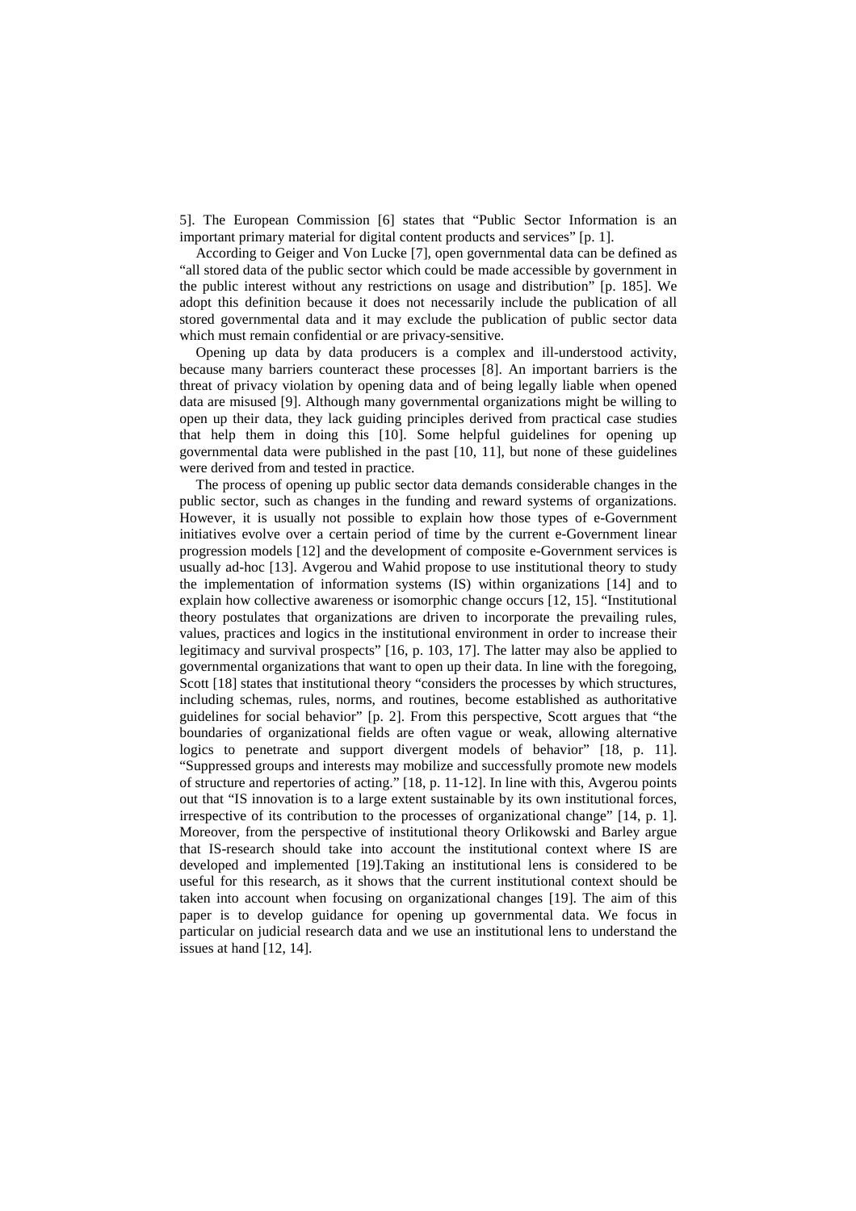5]. The European Commission [6] states that "Public Sector Information is an important primary material for digital content products and services" [p. 1].

According to Geiger and Von Lucke [7], open governmental data can be defined as "all stored data of the public sector which could be made accessible by government in the public interest without any restrictions on usage and distribution" [p. 185]. We adopt this definition because it does not necessarily include the publication of all stored governmental data and it may exclude the publication of public sector data which must remain confidential or are privacy-sensitive.

Opening up data by data producers is a complex and ill-understood activity, because many barriers counteract these processes [8]. An important barriers is the threat of privacy violation by opening data and of being legally liable when opened data are misused [9]. Although many governmental organizations might be willing to open up their data, they lack guiding principles derived from practical case studies that help them in doing this [10]. Some helpful guidelines for opening up governmental data were published in the past [10, 11], but none of these guidelines were derived from and tested in practice.

The process of opening up public sector data demands considerable changes in the public sector, such as changes in the funding and reward systems of organizations. However, it is usually not possible to explain how those types of e-Government initiatives evolve over a certain period of time by the current e-Government linear progression models [12] and the development of composite e-Government services is usually ad-hoc [13]. Avgerou and Wahid propose to use institutional theory to study the implementation of information systems (IS) within organizations [14] and to explain how collective awareness or isomorphic change occurs [12, 15]. "Institutional theory postulates that organizations are driven to incorporate the prevailing rules, values, practices and logics in the institutional environment in order to increase their legitimacy and survival prospects" [16, p. 103, 17]. The latter may also be applied to governmental organizations that want to open up their data. In line with the foregoing, Scott [18] states that institutional theory "considers the processes by which structures, including schemas, rules, norms, and routines, become established as authoritative guidelines for social behavior" [p. 2]. From this perspective, Scott argues that "the boundaries of organizational fields are often vague or weak, allowing alternative logics to penetrate and support divergent models of behavior" [18, p. 11]. "Suppressed groups and interests may mobilize and successfully promote new models of structure and repertories of acting." [18, p. 11-12]. In line with this, Avgerou points out that "IS innovation is to a large extent sustainable by its own institutional forces, irrespective of its contribution to the processes of organizational change" [14, p. 1]. Moreover, from the perspective of institutional theory Orlikowski and Barley argue that IS-research should take into account the institutional context where IS are developed and implemented [19].Taking an institutional lens is considered to be useful for this research, as it shows that the current institutional context should be taken into account when focusing on organizational changes [19]. The aim of this paper is to develop guidance for opening up governmental data. We focus in particular on judicial research data and we use an institutional lens to understand the issues at hand [12, 14].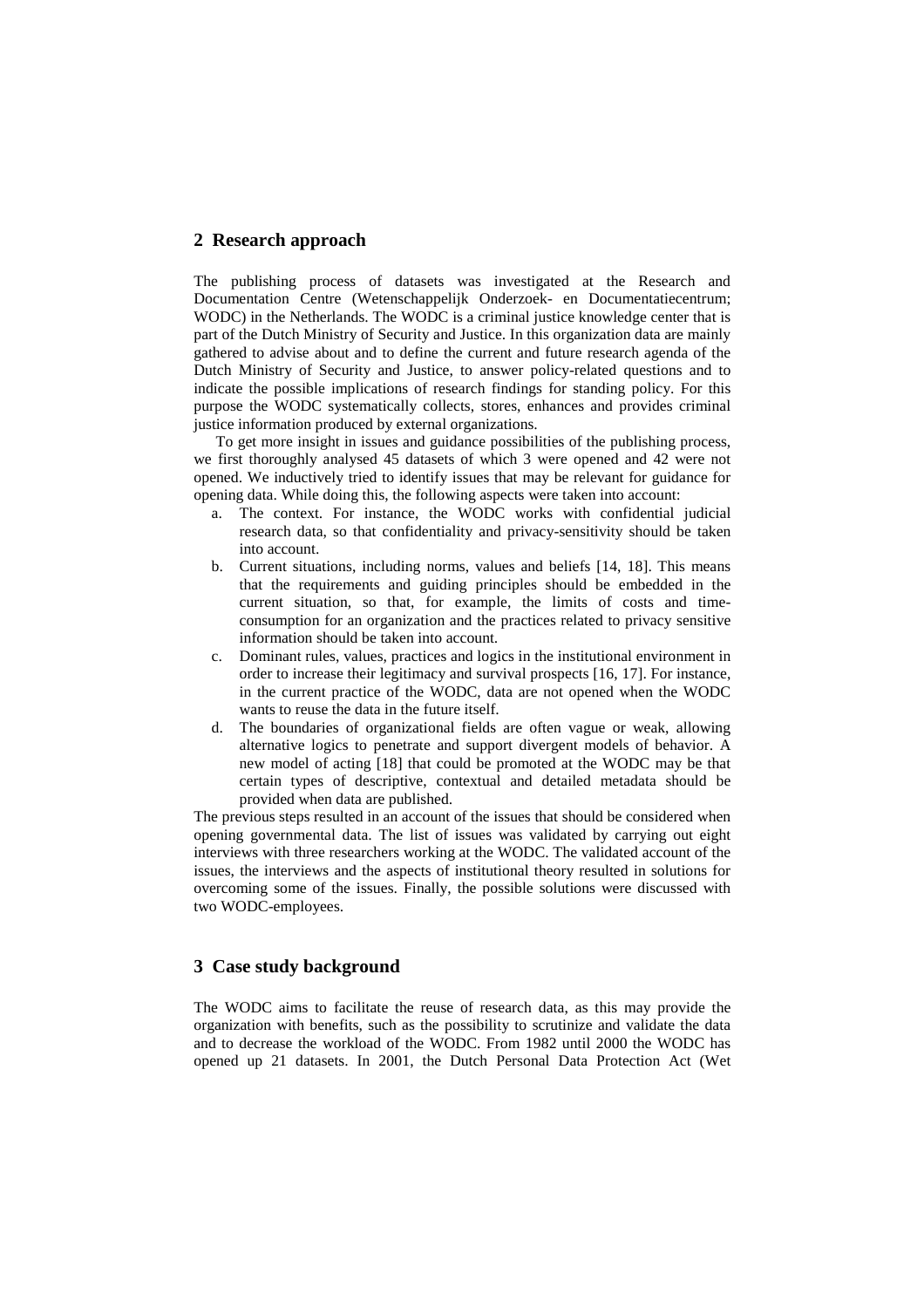## 2 Research approach

The publishing process of datasets was investigated at the Research and Documentation Centre (Wetenschappelijk Onderzoek- en Documentatiecentrum; WODC) in the Netherlands. The WODC is a criminal justice knowledge center that is part of the Dutch Ministry of Security and Justice. In this organization data are mainly gathered to advise about and to define the current and future research agenda of the Dutch Ministry of Security and Justice, to answer policy-related questions and to indicate the possible implications of research findings for standing policy. For this purpose the WODC systematically collects, stores, enhances and provides criminal justice information produced by external organizations.

To get more insight in issues and guidance possibilities of the publishing process, we first thoroughly analysed 45 datasets of which 3 were opened and 42 were not opened. We inductively tried to identify issues that may be relevant for guidance for opening data. While doing this, the following aspects were taken into account:

a. The context. For instance, the WODC works with confidential judicial research data, so that confidentiality and privacy-sensitivity should be taken into account.
b. Current situations, including norms, values and beliefs [14, 18]. This means that the requirements and guiding principles should be embedded in the current situation, so that, for example, the limits of costs and time-consumption for an organization and the practices related to privacy sensitive information should be taken into account.
c. Dominant rules, values, practices and logics in the institutional environment in order to increase their legitimacy and survival prospects [16, 17]. For instance, in the current practice of the WODC, data are not opened when the WODC wants to reuse the data in the future itself.
d. The boundaries of organizational fields are often vague or weak, allowing alternative logics to penetrate and support divergent models of behavior. A new model of acting [18] that could be promoted at the WODC may be that certain types of descriptive, contextual and detailed metadata should be provided when data are published.

The previous steps resulted in an account of the issues that should be considered when opening governmental data. The list of issues was validated by carrying out eight interviews with three researchers working at the WODC. The validated account of the issues, the interviews and the aspects of institutional theory resulted in solutions for overcoming some of the issues. Finally, the possible solutions were discussed with two WODC-employees.

## 3 Case study background

The WODC aims to facilitate the reuse of research data, as this may provide the organization with benefits, such as the possibility to scrutinize and validate the data and to decrease the workload of the WODC. From 1982 until 2000 the WODC has opened up 21 datasets. In 2001, the Dutch Personal Data Protection Act (Wet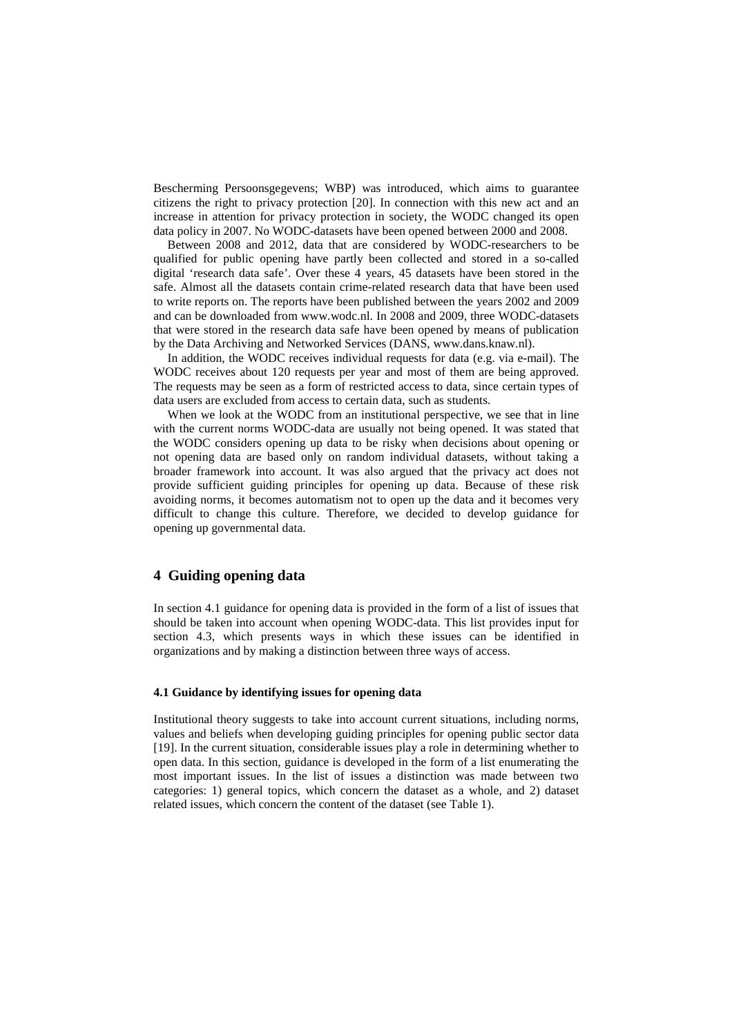Bescherming Persoonsgegevens; WBP) was introduced, which aims to guarantee citizens the right to privacy protection [20]. In connection with this new act and an increase in attention for privacy protection in society, the WODC changed its open data policy in 2007. No WODC-datasets have been opened between 2000 and 2008.

Between 2008 and 2012, data that are considered by WODC-researchers to be qualified for public opening have partly been collected and stored in a so-called digital 'research data safe'. Over these 4 years, 45 datasets have been stored in the safe. Almost all the datasets contain crime-related research data that have been used to write reports on. The reports have been published between the years 2002 and 2009 and can be downloaded from www.wodc.nl. In 2008 and 2009, three WODC-datasets that were stored in the research data safe have been opened by means of publication by the Data Archiving and Networked Services (DANS, www.dans.knaw.nl).

In addition, the WODC receives individual requests for data (e.g. via e-mail). The WODC receives about 120 requests per year and most of them are being approved. The requests may be seen as a form of restricted access to data, since certain types of data users are excluded from access to certain data, such as students.

When we look at the WODC from an institutional perspective, we see that in line with the current norms WODC-data are usually not being opened. It was stated that the WODC considers opening up data to be risky when decisions about opening or not opening data are based only on random individual datasets, without taking a broader framework into account. It was also argued that the privacy act does not provide sufficient guiding principles for opening up data. Because of these risk avoiding norms, it becomes automatism not to open up the data and it becomes very difficult to change this culture. Therefore, we decided to develop guidance for opening up governmental data.

## 4 Guiding opening data

In section 4.1 guidance for opening data is provided in the form of a list of issues that should be taken into account when opening WODC-data. This list provides input for section 4.3, which presents ways in which these issues can be identified in organizations and by making a distinction between three ways of access.

### 4.1 Guidance by identifying issues for opening data

Institutional theory suggests to take into account current situations, including norms, values and beliefs when developing guiding principles for opening public sector data [19]. In the current situation, considerable issues play a role in determining whether to open data. In this section, guidance is developed in the form of a list enumerating the most important issues. In the list of issues a distinction was made between two categories: 1) general topics, which concern the dataset as a whole, and 2) dataset related issues, which concern the content of the dataset (see Table 1).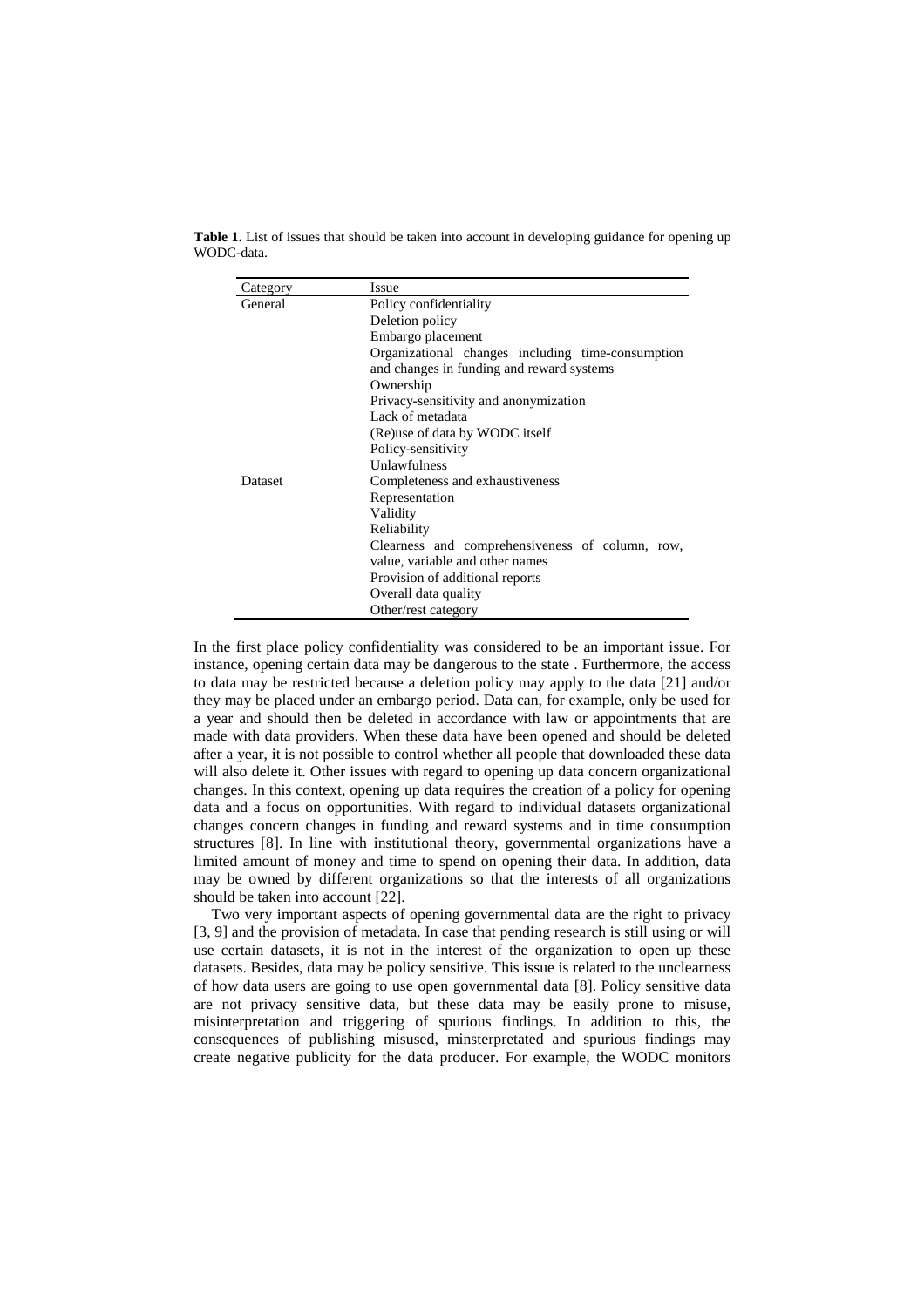**Table 1.** List of issues that should be taken into account in developing guidance for opening up WODC-data.

| Category | Issue |
|---|---|
| General | Policy confidentiality |
| | Deletion policy |
| | Embargo placement |
| | Organizational changes including time-consumption and changes in funding and reward systems |
| | Ownership |
| | Privacy-sensitivity and anonymization |
| | Lack of metadata |
| | (Re)use of data by WODC itself |
| | Policy-sensitivity |
| | Unlawfulness |
| Dataset | Completeness and exhaustiveness |
| | Representation |
| | Validity |
| | Reliability |
| | Clearness and comprehensiveness of column, row, value, variable and other names |
| | Provision of additional reports |
| | Overall data quality |
| | Other/rest category |

In the first place policy confidentiality was considered to be an important issue. For instance, opening certain data may be dangerous to the state . Furthermore, the access to data may be restricted because a deletion policy may apply to the data [21] and/or they may be placed under an embargo period. Data can, for example, only be used for a year and should then be deleted in accordance with law or appointments that are made with data providers. When these data have been opened and should be deleted after a year, it is not possible to control whether all people that downloaded these data will also delete it. Other issues with regard to opening up data concern organizational changes. In this context, opening up data requires the creation of a policy for opening data and a focus on opportunities. With regard to individual datasets organizational changes concern changes in funding and reward systems and in time consumption structures [8]. In line with institutional theory, governmental organizations have a limited amount of money and time to spend on opening their data. In addition, data may be owned by different organizations so that the interests of all organizations should be taken into account [22].

Two very important aspects of opening governmental data are the right to privacy [3, 9] and the provision of metadata. In case that pending research is still using or will use certain datasets, it is not in the interest of the organization to open up these datasets. Besides, data may be policy sensitive. This issue is related to the unclearness of how data users are going to use open governmental data [8]. Policy sensitive data are not privacy sensitive data, but these data may be easily prone to misuse, misinterpretation and triggering of spurious findings. In addition to this, the consequences of publishing misused, minsterpretated and spurious findings may create negative publicity for the data producer. For example, the WODC monitors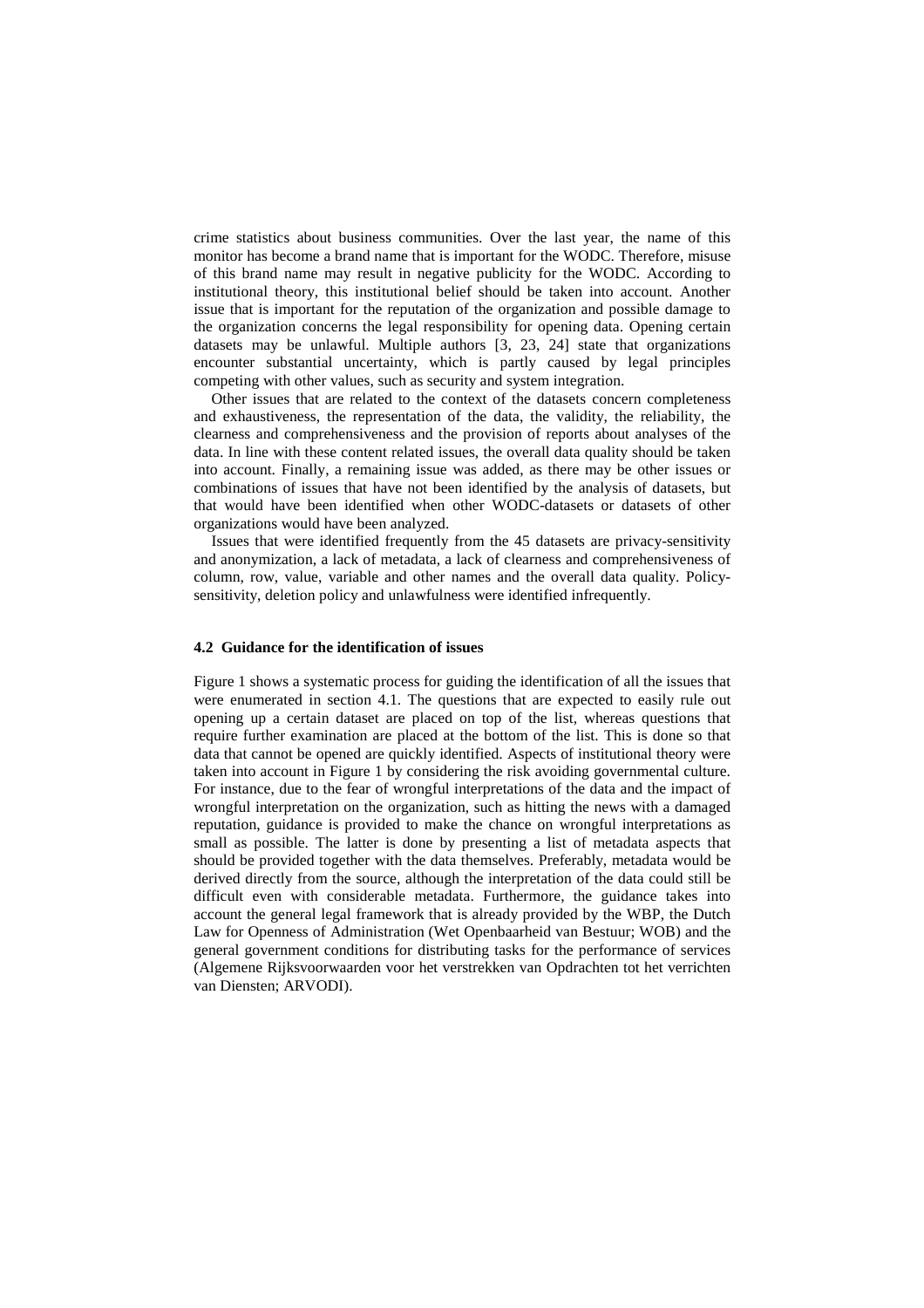crime statistics about business communities. Over the last year, the name of this monitor has become a brand name that is important for the WODC. Therefore, misuse of this brand name may result in negative publicity for the WODC. According to institutional theory, this institutional belief should be taken into account. Another issue that is important for the reputation of the organization and possible damage to the organization concerns the legal responsibility for opening data. Opening certain datasets may be unlawful. Multiple authors [3, 23, 24] state that organizations encounter substantial uncertainty, which is partly caused by legal principles competing with other values, such as security and system integration.

Other issues that are related to the context of the datasets concern completeness and exhaustiveness, the representation of the data, the validity, the reliability, the clearness and comprehensiveness and the provision of reports about analyses of the data. In line with these content related issues, the overall data quality should be taken into account. Finally, a remaining issue was added, as there may be other issues or combinations of issues that have not been identified by the analysis of datasets, but that would have been identified when other WODC-datasets or datasets of other organizations would have been analyzed.

Issues that were identified frequently from the 45 datasets are privacy-sensitivity and anonymization, a lack of metadata, a lack of clearness and comprehensiveness of column, row, value, variable and other names and the overall data quality. Policy-sensitivity, deletion policy and unlawfulness were identified infrequently.

### 4.2 Guidance for the identification of issues

Figure 1 shows a systematic process for guiding the identification of all the issues that were enumerated in section 4.1. The questions that are expected to easily rule out opening up a certain dataset are placed on top of the list, whereas questions that require further examination are placed at the bottom of the list. This is done so that data that cannot be opened are quickly identified. Aspects of institutional theory were taken into account in Figure 1 by considering the risk avoiding governmental culture. For instance, due to the fear of wrongful interpretations of the data and the impact of wrongful interpretation on the organization, such as hitting the news with a damaged reputation, guidance is provided to make the chance on wrongful interpretations as small as possible. The latter is done by presenting a list of metadata aspects that should be provided together with the data themselves. Preferably, metadata would be derived directly from the source, although the interpretation of the data could still be difficult even with considerable metadata. Furthermore, the guidance takes into account the general legal framework that is already provided by the WBP, the Dutch Law for Openness of Administration (Wet Openbaarheid van Bestuur; WOB) and the general government conditions for distributing tasks for the performance of services (Algemene Rijksvoorwaarden voor het verstrekken van Opdrachten tot het verrichten van Diensten; ARVODI).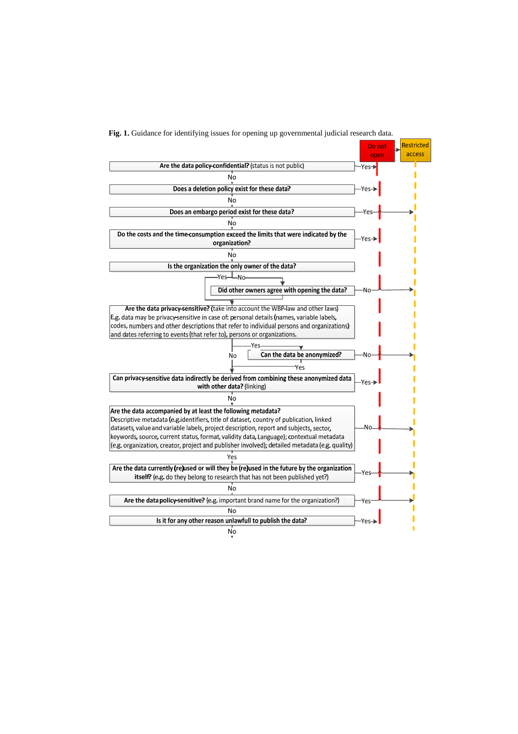**Fig. 1.** Guidance for identifying issues for opening up governmental judicial research data.

| Question | Outcome |
|---|---|
| **Are the data policy-confidential?** (status is not public) | Yes → Do not open; No → next question |
| **Does a deletion policy exist for these data?** | Yes → Do not open; No → next question |
| **Does an embargo period exist for these data?** | Yes → Restricted access; No → next question |
| **Do the costs and the time-consumption exceed the limits that were indicated by the organization?** | Yes → Do not open; No → next question |
| **Is the organization the only owner of the data?** | Yes → next question (privacy-sensitive); No → Did other owners agree with opening the data? |
| **Did other owners agree with opening the data?** | No → Restricted access |
| **Are the data privacy-sensitive?** (take into account the WBP-law and other laws) E.g. data may be privacy-sensitive in case of: personal details (names, variable labels, codes, numbers and other descriptions that refer to individual persons and organizations) and dates referring to events (that refer to), persons or organizations. | Yes → Can the data be anonymized?; No → Can privacy-sensitive data indirectly be derived… |
| **Can the data be anonymized?** | No → Restricted access; Yes → next question |
| **Can privacy-sensitive data indirectly be derived from combining these anonymized data with other data?** (linking) | Yes → Do not open; No → next question |
| **Are the data accompanied by at least the following metadata?** Descriptive metadata (e.g. identifiers, title of dataset, country of publication, linked datasets, value and variable labels, project description, report and subjects, sector, keywords, source, current status, format, validity data, Language); contextual metadata (e.g. organization, creator, project and publisher involved); detailed metadata (e.g. quality) | No → Restricted access; Yes → next question |
| **Are the data currently (re)used or will they be (re)used in the future by the organization itself?** (e.g. do they belong to research that has not been published yet?) | Yes → Restricted access; No → next question |
| **Are the data policy-sensitive?** (e.g. important brand name for the organization?) | Yes → Restricted access; No → next question |
| **Is it for any other reason unlawfull to publish the data?** | Yes → Do not open; No → (end) |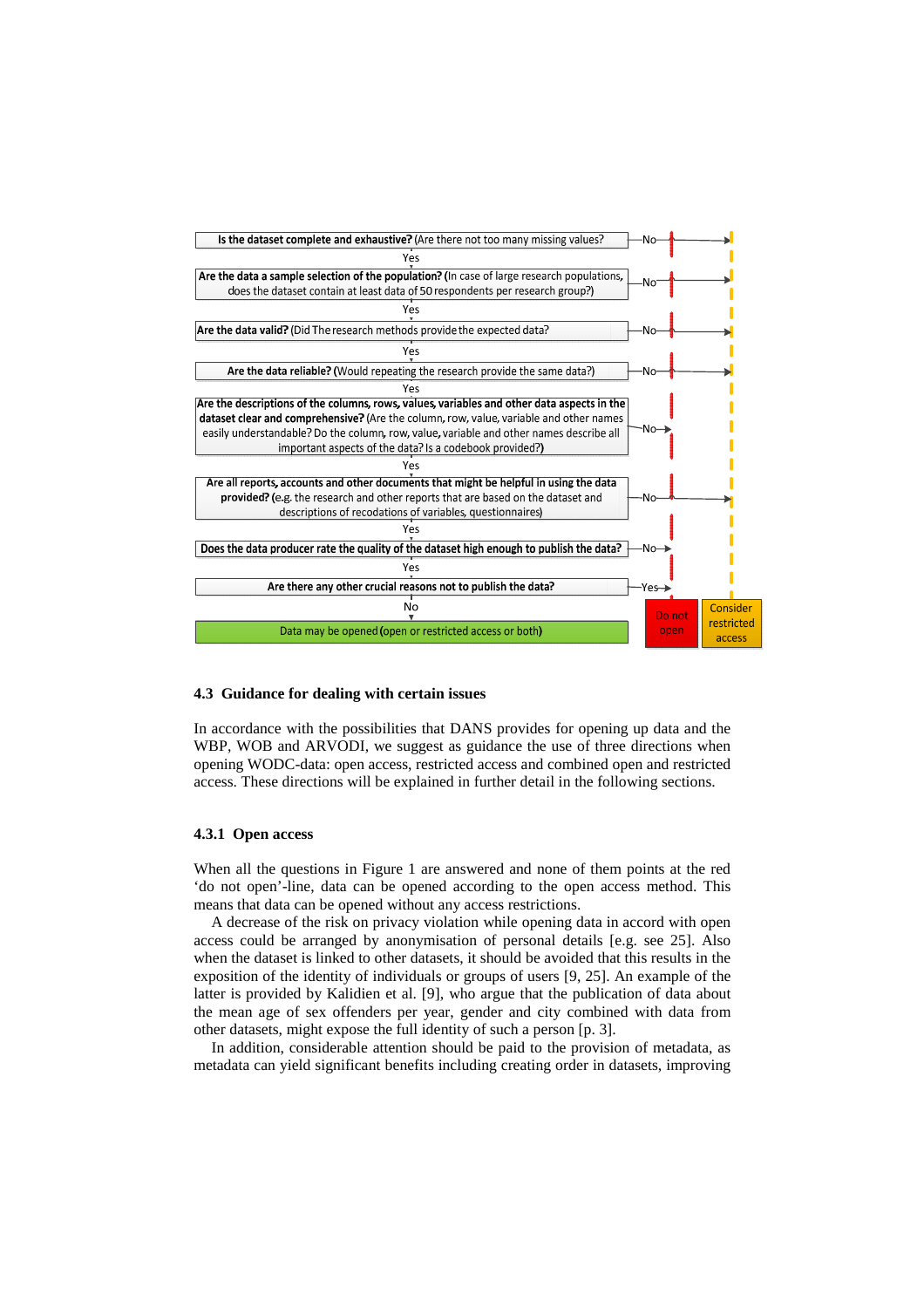**Is the dataset complete and exhaustive?** (Are there not too many missing values?) — No →

Yes

**Are the data a sample selection of the population?** (In case of large research populations, does the dataset contain at least data of 50 respondents per research group?) — No →

Yes

**Are the data valid?** (Did The research methods provide the expected data? — No →

Yes

**Are the data reliable?** (Would repeating the research provide the same data?) — No →

Yes

**Are the descriptions of the columns, rows, values, variables and other data aspects in the dataset clear and comprehensive?** (Are the column, row, value, variable and other names easily understandable? Do the column, row, value, variable and other names describe all important aspects of the data? Is a codebook provided?) — No →

Yes

**Are all reports, accounts and other documents that might be helpful in using the data provided?** (e.g. the research and other reports that are based on the dataset and descriptions of recodations of variables, questionnaires) — No →

Yes

**Does the data producer rate the quality of the dataset high enough to publish the data?** — No →

Yes

**Are there any other crucial reasons not to publish the data?** — Yes →

No

Data may be opened (open or restricted access or both)

Do not open

Consider restricted access

### 4.3 Guidance for dealing with certain issues

In accordance with the possibilities that DANS provides for opening up data and the WBP, WOB and ARVODI, we suggest as guidance the use of three directions when opening WODC-data: open access, restricted access and combined open and restricted access. These directions will be explained in further detail in the following sections.

#### 4.3.1 Open access

When all the questions in Figure 1 are answered and none of them points at the red 'do not open'-line, data can be opened according to the open access method. This means that data can be opened without any access restrictions.

A decrease of the risk on privacy violation while opening data in accord with open access could be arranged by anonymisation of personal details [e.g. see 25]. Also when the dataset is linked to other datasets, it should be avoided that this results in the exposition of the identity of individuals or groups of users [9, 25]. An example of the latter is provided by Kalidien et al. [9], who argue that the publication of data about the mean age of sex offenders per year, gender and city combined with data from other datasets, might expose the full identity of such a person [p. 3].

In addition, considerable attention should be paid to the provision of metadata, as metadata can yield significant benefits including creating order in datasets, improving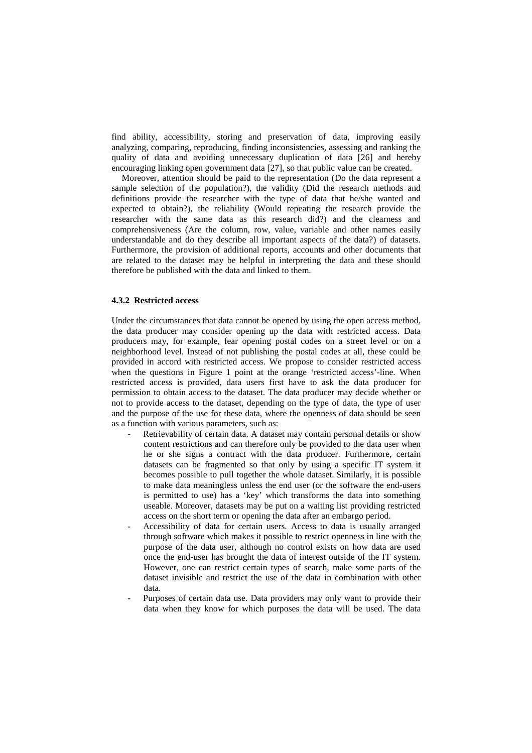find ability, accessibility, storing and preservation of data, improving easily analyzing, comparing, reproducing, finding inconsistencies, assessing and ranking the quality of data and avoiding unnecessary duplication of data [26] and hereby encouraging linking open government data [27], so that public value can be created.

Moreover, attention should be paid to the representation (Do the data represent a sample selection of the population?), the validity (Did the research methods and definitions provide the researcher with the type of data that he/she wanted and expected to obtain?), the reliability (Would repeating the research provide the researcher with the same data as this research did?) and the clearness and comprehensiveness (Are the column, row, value, variable and other names easily understandable and do they describe all important aspects of the data?) of datasets. Furthermore, the provision of additional reports, accounts and other documents that are related to the dataset may be helpful in interpreting the data and these should therefore be published with the data and linked to them.

#### 4.3.2 Restricted access

Under the circumstances that data cannot be opened by using the open access method, the data producer may consider opening up the data with restricted access. Data producers may, for example, fear opening postal codes on a street level or on a neighborhood level. Instead of not publishing the postal codes at all, these could be provided in accord with restricted access. We propose to consider restricted access when the questions in Figure 1 point at the orange 'restricted access'-line. When restricted access is provided, data users first have to ask the data producer for permission to obtain access to the dataset. The data producer may decide whether or not to provide access to the dataset, depending on the type of data, the type of user and the purpose of the use for these data, where the openness of data should be seen as a function with various parameters, such as:

- Retrievability of certain data. A dataset may contain personal details or show content restrictions and can therefore only be provided to the data user when he or she signs a contract with the data producer. Furthermore, certain datasets can be fragmented so that only by using a specific IT system it becomes possible to pull together the whole dataset. Similarly, it is possible to make data meaningless unless the end user (or the software the end-users is permitted to use) has a 'key' which transforms the data into something useable. Moreover, datasets may be put on a waiting list providing restricted access on the short term or opening the data after an embargo period.
- Accessibility of data for certain users. Access to data is usually arranged through software which makes it possible to restrict openness in line with the purpose of the data user, although no control exists on how data are used once the end-user has brought the data of interest outside of the IT system. However, one can restrict certain types of search, make some parts of the dataset invisible and restrict the use of the data in combination with other data.
- Purposes of certain data use. Data providers may only want to provide their data when they know for which purposes the data will be used. The data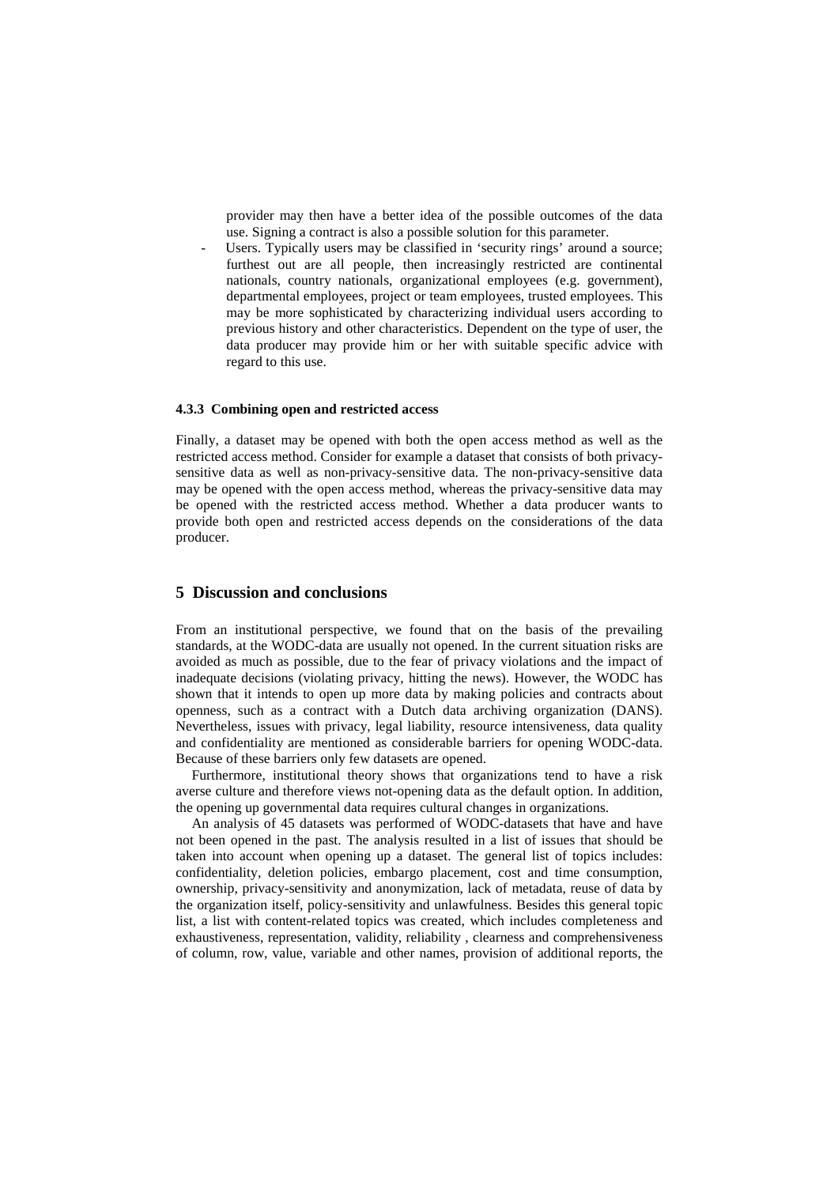provider may then have a better idea of the possible outcomes of the data use. Signing a contract is also a possible solution for this parameter.

- Users. Typically users may be classified in 'security rings' around a source; furthest out are all people, then increasingly restricted are continental nationals, country nationals, organizational employees (e.g. government), departmental employees, project or team employees, trusted employees. This may be more sophisticated by characterizing individual users according to previous history and other characteristics. Dependent on the type of user, the data producer may provide him or her with suitable specific advice with regard to this use.

### 4.3.3 Combining open and restricted access

Finally, a dataset may be opened with both the open access method as well as the restricted access method. Consider for example a dataset that consists of both privacy-sensitive data as well as non-privacy-sensitive data. The non-privacy-sensitive data may be opened with the open access method, whereas the privacy-sensitive data may be opened with the restricted access method. Whether a data producer wants to provide both open and restricted access depends on the considerations of the data producer.

## 5 Discussion and conclusions

From an institutional perspective, we found that on the basis of the prevailing standards, at the WODC-data are usually not opened. In the current situation risks are avoided as much as possible, due to the fear of privacy violations and the impact of inadequate decisions (violating privacy, hitting the news). However, the WODC has shown that it intends to open up more data by making policies and contracts about openness, such as a contract with a Dutch data archiving organization (DANS). Nevertheless, issues with privacy, legal liability, resource intensiveness, data quality and confidentiality are mentioned as considerable barriers for opening WODC-data. Because of these barriers only few datasets are opened.

Furthermore, institutional theory shows that organizations tend to have a risk averse culture and therefore views not-opening data as the default option. In addition, the opening up governmental data requires cultural changes in organizations.

An analysis of 45 datasets was performed of WODC-datasets that have and have not been opened in the past. The analysis resulted in a list of issues that should be taken into account when opening up a dataset. The general list of topics includes: confidentiality, deletion policies, embargo placement, cost and time consumption, ownership, privacy-sensitivity and anonymization, lack of metadata, reuse of data by the organization itself, policy-sensitivity and unlawfulness. Besides this general topic list, a list with content-related topics was created, which includes completeness and exhaustiveness, representation, validity, reliability , clearness and comprehensiveness of column, row, value, variable and other names, provision of additional reports, the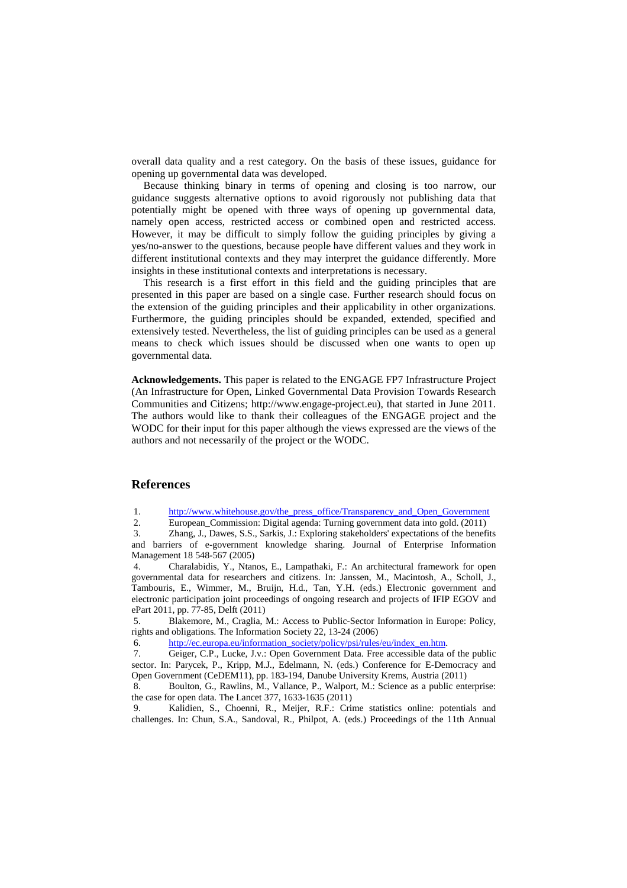overall data quality and a rest category. On the basis of these issues, guidance for opening up governmental data was developed.

Because thinking binary in terms of opening and closing is too narrow, our guidance suggests alternative options to avoid rigorously not publishing data that potentially might be opened with three ways of opening up governmental data, namely open access, restricted access or combined open and restricted access. However, it may be difficult to simply follow the guiding principles by giving a yes/no-answer to the questions, because people have different values and they work in different institutional contexts and they may interpret the guidance differently. More insights in these institutional contexts and interpretations is necessary.

This research is a first effort in this field and the guiding principles that are presented in this paper are based on a single case. Further research should focus on the extension of the guiding principles and their applicability in other organizations. Furthermore, the guiding principles should be expanded, extended, specified and extensively tested. Nevertheless, the list of guiding principles can be used as a general means to check which issues should be discussed when one wants to open up governmental data.

**Acknowledgements.** This paper is related to the ENGAGE FP7 Infrastructure Project (An Infrastructure for Open, Linked Governmental Data Provision Towards Research Communities and Citizens; http://www.engage-project.eu), that started in June 2011. The authors would like to thank their colleagues of the ENGAGE project and the WODC for their input for this paper although the views expressed are the views of the authors and not necessarily of the project or the WODC.

## References

1. http://www.whitehouse.gov/the_press_office/Transparency_and_Open_Government
2. European_Commission: Digital agenda: Turning government data into gold. (2011)
3. Zhang, J., Dawes, S.S., Sarkis, J.: Exploring stakeholders' expectations of the benefits and barriers of e-government knowledge sharing. Journal of Enterprise Information Management 18 548-567 (2005)
4. Charalabidis, Y., Ntanos, E., Lampathaki, F.: An architectural framework for open governmental data for researchers and citizens. In: Janssen, M., Macintosh, A., Scholl, J., Tambouris, E., Wimmer, M., Bruijn, H.d., Tan, Y.H. (eds.) Electronic government and electronic participation joint proceedings of ongoing research and projects of IFIP EGOV and ePart 2011, pp. 77-85, Delft (2011)
5. Blakemore, M., Craglia, M.: Access to Public-Sector Information in Europe: Policy, rights and obligations. The Information Society 22, 13-24 (2006)
6. http://ec.europa.eu/information_society/policy/psi/rules/eu/index_en.htm.
7. Geiger, C.P., Lucke, J.v.: Open Government Data. Free accessible data of the public sector. In: Parycek, P., Kripp, M.J., Edelmann, N. (eds.) Conference for E-Democracy and Open Government (CeDEM11), pp. 183-194, Danube University Krems, Austria (2011)
8. Boulton, G., Rawlins, M., Vallance, P., Walport, M.: Science as a public enterprise: the case for open data. The Lancet 377, 1633-1635 (2011)
9. Kalidien, S., Choenni, R., Meijer, R.F.: Crime statistics online: potentials and challenges. In: Chun, S.A., Sandoval, R., Philpot, A. (eds.) Proceedings of the 11th Annual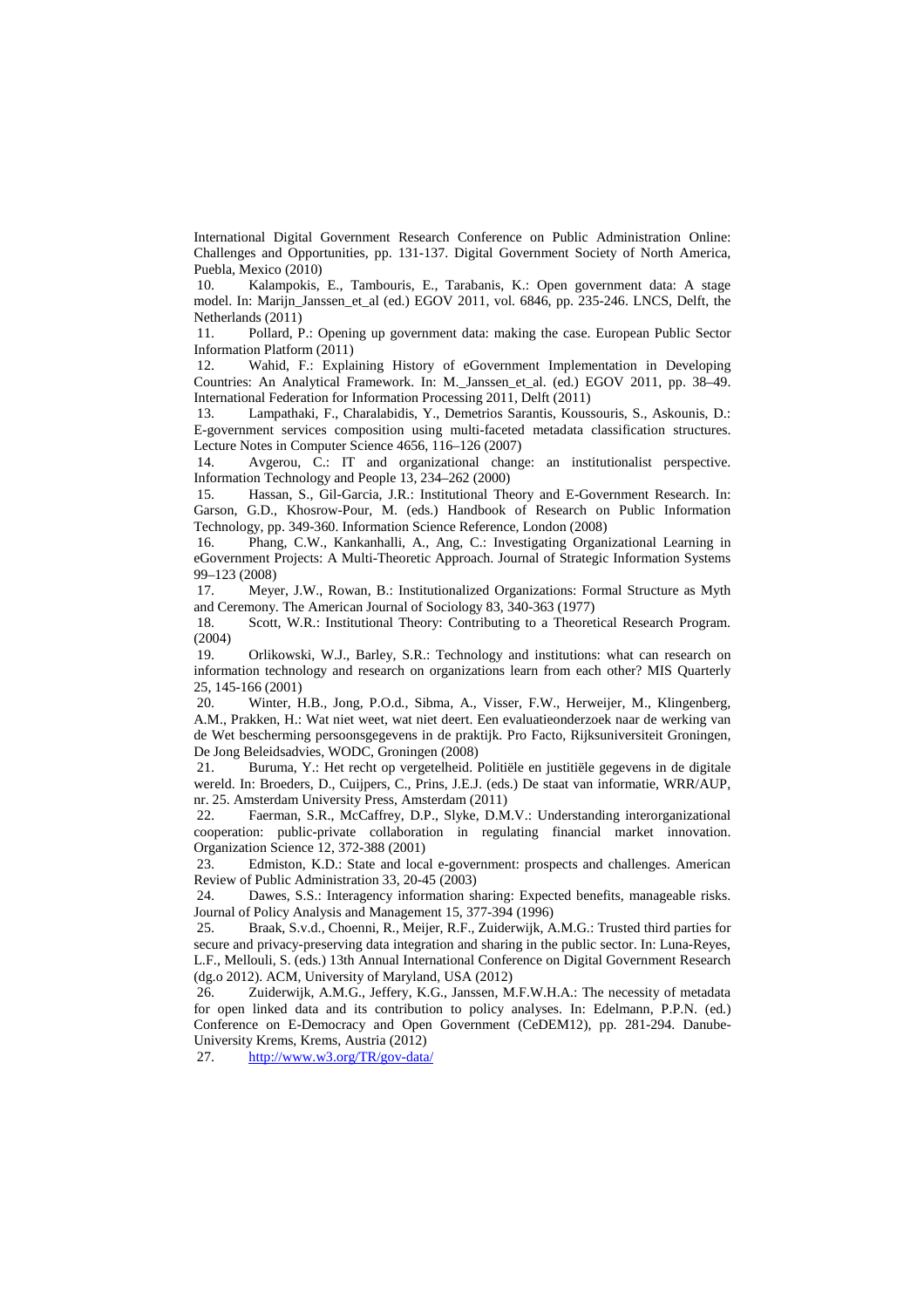International Digital Government Research Conference on Public Administration Online: Challenges and Opportunities, pp. 131-137. Digital Government Society of North America, Puebla, Mexico (2010)

10. Kalampokis, E., Tambouris, E., Tarabanis, K.: Open government data: A stage model. In: Marijn_Janssen_et_al (ed.) EGOV 2011, vol. 6846, pp. 235-246. LNCS, Delft, the Netherlands (2011)

11. Pollard, P.: Opening up government data: making the case. European Public Sector Information Platform (2011)

12. Wahid, F.: Explaining History of eGovernment Implementation in Developing Countries: An Analytical Framework. In: M._Janssen_et_al. (ed.) EGOV 2011, pp. 38–49. International Federation for Information Processing 2011, Delft (2011)

13. Lampathaki, F., Charalabidis, Y., Demetrios Sarantis, Koussouris, S., Askounis, D.: E-government services composition using multi-faceted metadata classification structures. Lecture Notes in Computer Science 4656, 116–126 (2007)

14. Avgerou, C.: IT and organizational change: an institutionalist perspective. Information Technology and People 13, 234–262 (2000)

15. Hassan, S., Gil-Garcia, J.R.: Institutional Theory and E-Government Research. In: Garson, G.D., Khosrow-Pour, M. (eds.) Handbook of Research on Public Information Technology, pp. 349-360. Information Science Reference, London (2008)

16. Phang, C.W., Kankanhalli, A., Ang, C.: Investigating Organizational Learning in eGovernment Projects: A Multi-Theoretic Approach. Journal of Strategic Information Systems 99–123 (2008)

17. Meyer, J.W., Rowan, B.: Institutionalized Organizations: Formal Structure as Myth and Ceremony. The American Journal of Sociology 83, 340-363 (1977)

18. Scott, W.R.: Institutional Theory: Contributing to a Theoretical Research Program. (2004)

19. Orlikowski, W.J., Barley, S.R.: Technology and institutions: what can research on information technology and research on organizations learn from each other? MIS Quarterly 25, 145-166 (2001)

20. Winter, H.B., Jong, P.O.d., Sibma, A., Visser, F.W., Herweijer, M., Klingenberg, A.M., Prakken, H.: Wat niet weet, wat niet deert. Een evaluatieonderzoek naar de werking van de Wet bescherming persoonsgegevens in de praktijk. Pro Facto, Rijksuniversiteit Groningen, De Jong Beleidsadvies, WODC, Groningen (2008)

21. Buruma, Y.: Het recht op vergetelheid. Politiële en justitiële gegevens in de digitale wereld. In: Broeders, D., Cuijpers, C., Prins, J.E.J. (eds.) De staat van informatie, WRR/AUP, nr. 25. Amsterdam University Press, Amsterdam (2011)

22. Faerman, S.R., McCaffrey, D.P., Slyke, D.M.V.: Understanding interorganizational cooperation: public-private collaboration in regulating financial market innovation. Organization Science 12, 372-388 (2001)

23. Edmiston, K.D.: State and local e-government: prospects and challenges. American Review of Public Administration 33, 20-45 (2003)

24. Dawes, S.S.: Interagency information sharing: Expected benefits, manageable risks. Journal of Policy Analysis and Management 15, 377-394 (1996)

25. Braak, S.v.d., Choenni, R., Meijer, R.F., Zuiderwijk, A.M.G.: Trusted third parties for secure and privacy-preserving data integration and sharing in the public sector. In: Luna-Reyes, L.F., Mellouli, S. (eds.) 13th Annual International Conference on Digital Government Research (dg.o 2012). ACM, University of Maryland, USA (2012)

26. Zuiderwijk, A.M.G., Jeffery, K.G., Janssen, M.F.W.H.A.: The necessity of metadata for open linked data and its contribution to policy analyses. In: Edelmann, P.P.N. (ed.) Conference on E-Democracy and Open Government (CeDEM12), pp. 281-294. Danube-University Krems, Krems, Austria (2012)

27. http://www.w3.org/TR/gov-data/